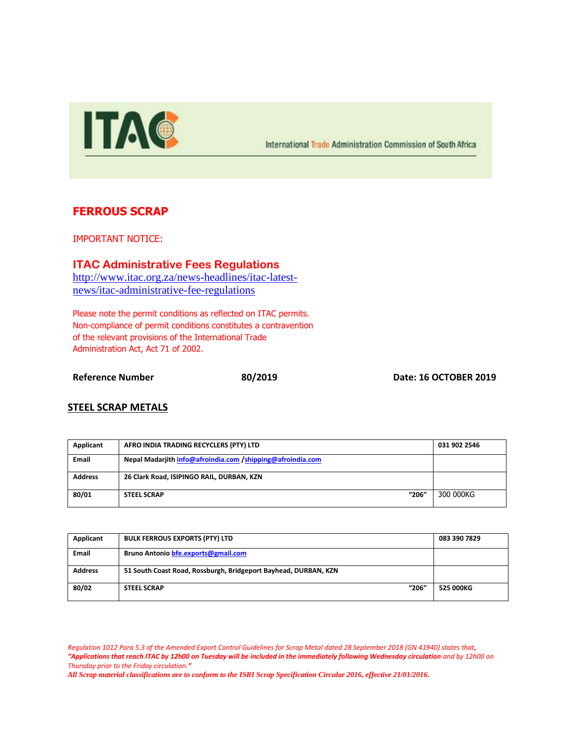ITAC

International Trade Administration Commission of South Africa

# FERROUS SCRAP

IMPORTANT NOTICE:

## ITAC Administrative Fees Regulations

http://www.itac.org.za/news-headlines/itac-latest-news/itac-administrative-fee-regulations

Please note the permit conditions as reflected on ITAC permits. Non-compliance of permit conditions constitutes a contravention of the relevant provisions of the International Trade Administration Act, Act 71 of 2002.

**Reference Number** **80/2019** **Date: 16 OCTOBER 2019**

## STEEL SCRAP METALS

| Applicant | AFRO INDIA TRADING RECYCLERS (PTY) LTD | | 031 902 2546 |
|---|---|---|---|
| Email | Nepal Madarjith info@afroindia.com /shipping@afroindia.com | | |
| Address | 26 Clark Road, ISIPINGO RAIL, DURBAN, KZN | | |
| 80/01 | STEEL SCRAP | "206" | 300 000KG |

| Applicant | BULK FERROUS EXPORTS (PTY) LTD | | 083 390 7829 |
|---|---|---|---|
| Email | Bruno Antonio bfe.exports@gmail.com | | |
| Address | 51 South Coast Road, Rossburgh, Bridgeport Bayhead, DURBAN, KZN | | |
| 80/02 | STEEL SCRAP | "206" | 525 000KG |

*Regulation 1012 Para 5.3 of the Amended Export Control Guidelines for Scrap Metal dated 28 September 2018 (GN 41940) states that, **"Applications that reach ITAC by 12h00 on Tuesday will be included in the immediately following Wednesday circulation** and by 12h00 on Thursday prior to the Friday circulation."*

***All Scrap material classifications are to conform to the ISRI Scrap Specification Circular 2016, effective 21/01/2016.***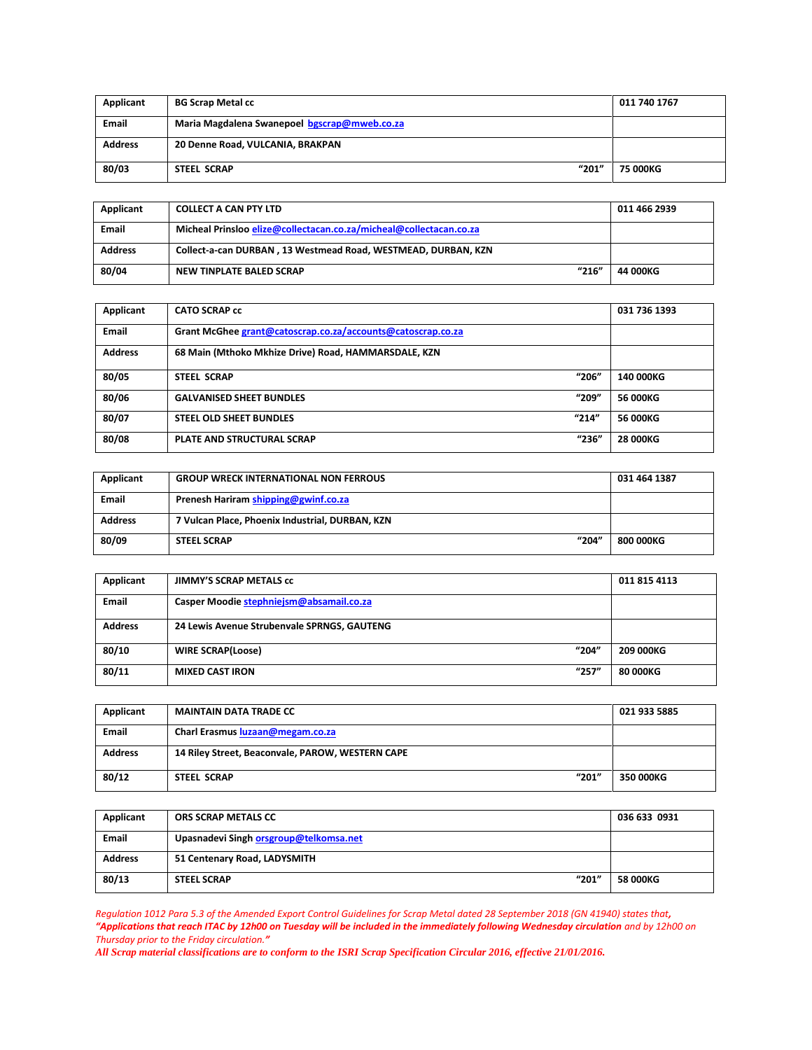| **Applicant** | **BG Scrap Metal cc** | | **011 740 1767** |
|---|---|---|---|
| **Email** | **Maria Magdalena Swanepoel bgscrap@mweb.co.za** | | |
| **Address** | **20 Denne Road, VULCANIA, BRAKPAN** | | |
| **80/03** | **STEEL SCRAP** | **"201"** | **75 000KG** |

| **Applicant** | **COLLECT A CAN PTY LTD** | | **011 466 2939** |
|---|---|---|---|
| **Email** | **Micheal Prinsloo elize@collectacan.co.za/micheal@collectacan.co.za** | | |
| **Address** | **Collect-a-can DURBAN , 13 Westmead Road, WESTMEAD, DURBAN, KZN** | | |
| **80/04** | **NEW TINPLATE BALED SCRAP** | **"216"** | **44 000KG** |

| **Applicant** | **CATO SCRAP cc** | | **031 736 1393** |
|---|---|---|---|
| **Email** | **Grant McGhee grant@catoscrap.co.za/accounts@catoscrap.co.za** | | |
| **Address** | **68 Main (Mthoko Mkhize Drive) Road, HAMMARSDALE, KZN** | | |
| **80/05** | **STEEL SCRAP** | **"206"** | **140 000KG** |
| **80/06** | **GALVANISED SHEET BUNDLES** | **"209"** | **56 000KG** |
| **80/07** | **STEEL OLD SHEET BUNDLES** | **"214"** | **56 000KG** |
| **80/08** | **PLATE AND STRUCTURAL SCRAP** | **"236"** | **28 000KG** |

| **Applicant** | **GROUP WRECK INTERNATIONAL NON FERROUS** | | **031 464 1387** |
|---|---|---|---|
| **Email** | **Prenesh Hariram shipping@gwinf.co.za** | | |
| **Address** | **7 Vulcan Place, Phoenix Industrial, DURBAN, KZN** | | |
| **80/09** | **STEEL SCRAP** | **"204"** | **800 000KG** |

| **Applicant** | **JIMMY'S SCRAP METALS cc** | | **011 815 4113** |
|---|---|---|---|
| **Email** | **Casper Moodie stephniejsm@absamail.co.za** | | |
| **Address** | **24 Lewis Avenue Strubenvale SPRNGS, GAUTENG** | | |
| **80/10** | **WIRE SCRAP(Loose)** | **"204"** | **209 000KG** |
| **80/11** | **MIXED CAST IRON** | **"257"** | **80 000KG** |

| **Applicant** | **MAINTAIN DATA TRADE CC** | | **021 933 5885** |
|---|---|---|---|
| **Email** | **Charl Erasmus luzaan@megam.co.za** | | |
| **Address** | **14 Riley Street, Beaconvale, PAROW, WESTERN CAPE** | | |
| **80/12** | **STEEL SCRAP** | **"201"** | **350 000KG** |

| **Applicant** | **ORS SCRAP METALS CC** | | **036 633 0931** |
|---|---|---|---|
| **Email** | **Upasnadevi Singh orsgroup@telkomsa.net** | | |
| **Address** | **51 Centenary Road, LADYSMITH** | | |
| **80/13** | **STEEL SCRAP** | **"201"** | **58 000KG** |

*Regulation 1012 Para 5.3 of the Amended Export Control Guidelines for Scrap Metal dated 28 September 2018 (GN 41940) states that*, ***"Applications that reach ITAC by 12h00 on Tuesday will be included in the immediately following Wednesday circulation*** *and by 12h00 on Thursday prior to the Friday circulation."*

***All Scrap material classifications are to conform to the ISRI Scrap Specification Circular 2016, effective 21/01/2016.***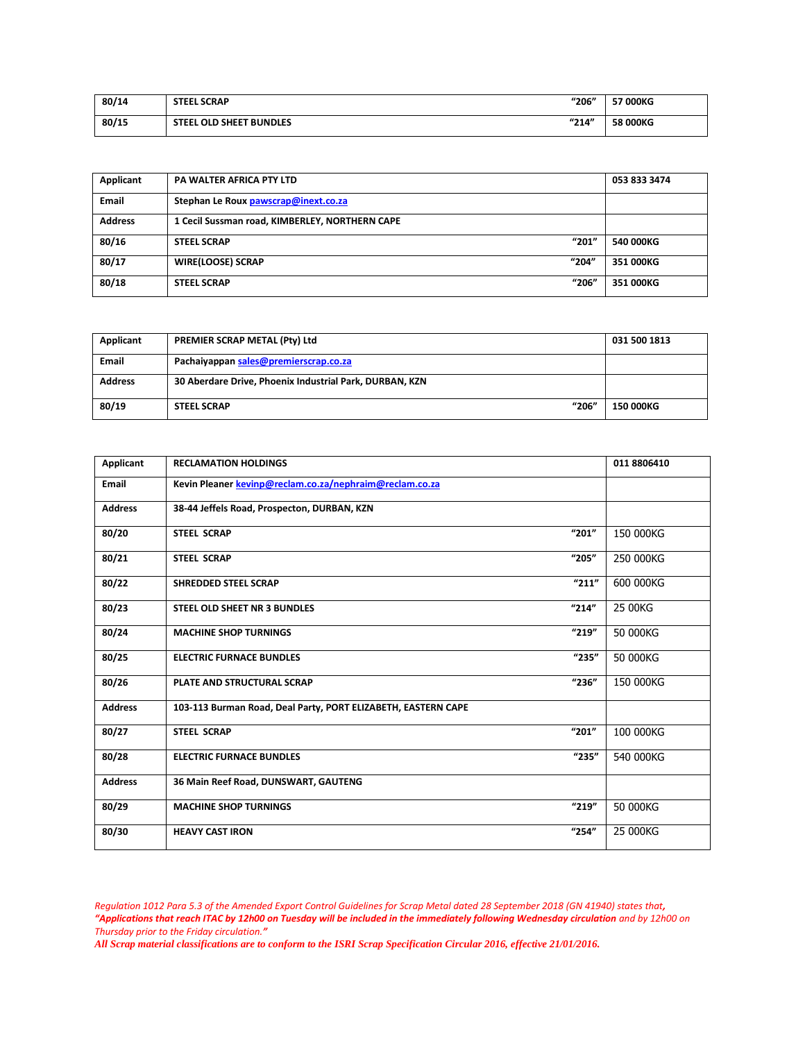| 80/14 | STEEL SCRAP | "206" | 57 000KG |
|---|---|---|---|
| 80/15 | STEEL OLD SHEET BUNDLES | "214" | 58 000KG |

| Applicant | PA WALTER AFRICA PTY LTD | | 053 833 3474 |
|---|---|---|---|
| Email | Stephan Le Roux pawscrap@inext.co.za | | |
| Address | 1 Cecil Sussman road, KIMBERLEY, NORTHERN CAPE | | |
| 80/16 | STEEL SCRAP | "201" | 540 000KG |
| 80/17 | WIRE(LOOSE) SCRAP | "204" | 351 000KG |
| 80/18 | STEEL SCRAP | "206" | 351 000KG |

| Applicant | PREMIER SCRAP METAL (Pty) Ltd | | 031 500 1813 |
|---|---|---|---|
| Email | Pachaiyappan sales@premierscrap.co.za | | |
| Address | 30 Aberdare Drive, Phoenix Industrial Park, DURBAN, KZN | | |
| 80/19 | STEEL SCRAP | "206" | 150 000KG |

| Applicant | RECLAMATION HOLDINGS | | 011 8806410 |
|---|---|---|---|
| Email | Kevin Pleaner kevinp@reclam.co.za/nephraim@reclam.co.za | | |
| Address | 38-44 Jeffels Road, Prospecton, DURBAN, KZN | | |
| 80/20 | STEEL SCRAP | "201" | 150 000KG |
| 80/21 | STEEL SCRAP | "205" | 250 000KG |
| 80/22 | SHREDDED STEEL SCRAP | "211" | 600 000KG |
| 80/23 | STEEL OLD SHEET NR 3 BUNDLES | "214" | 25 00KG |
| 80/24 | MACHINE SHOP TURNINGS | "219" | 50 000KG |
| 80/25 | ELECTRIC FURNACE BUNDLES | "235" | 50 000KG |
| 80/26 | PLATE AND STRUCTURAL SCRAP | "236" | 150 000KG |
| Address | 103-113 Burman Road, Deal Party, PORT ELIZABETH, EASTERN CAPE | | |
| 80/27 | STEEL SCRAP | "201" | 100 000KG |
| 80/28 | ELECTRIC FURNACE BUNDLES | "235" | 540 000KG |
| Address | 36 Main Reef Road, DUNSWART, GAUTENG | | |
| 80/29 | MACHINE SHOP TURNINGS | "219" | 50 000KG |
| 80/30 | HEAVY CAST IRON | "254" | 25 000KG |

*Regulation 1012 Para 5.3 of the Amended Export Control Guidelines for Scrap Metal dated 28 September 2018 (GN 41940) states that,* ***"Applications that reach ITAC by 12h00 on Tuesday will be included in the immediately following Wednesday circulation*** *and by 12h00 on Thursday prior to the Friday circulation."*

***All Scrap material classifications are to conform to the ISRI Scrap Specification Circular 2016, effective 21/01/2016.***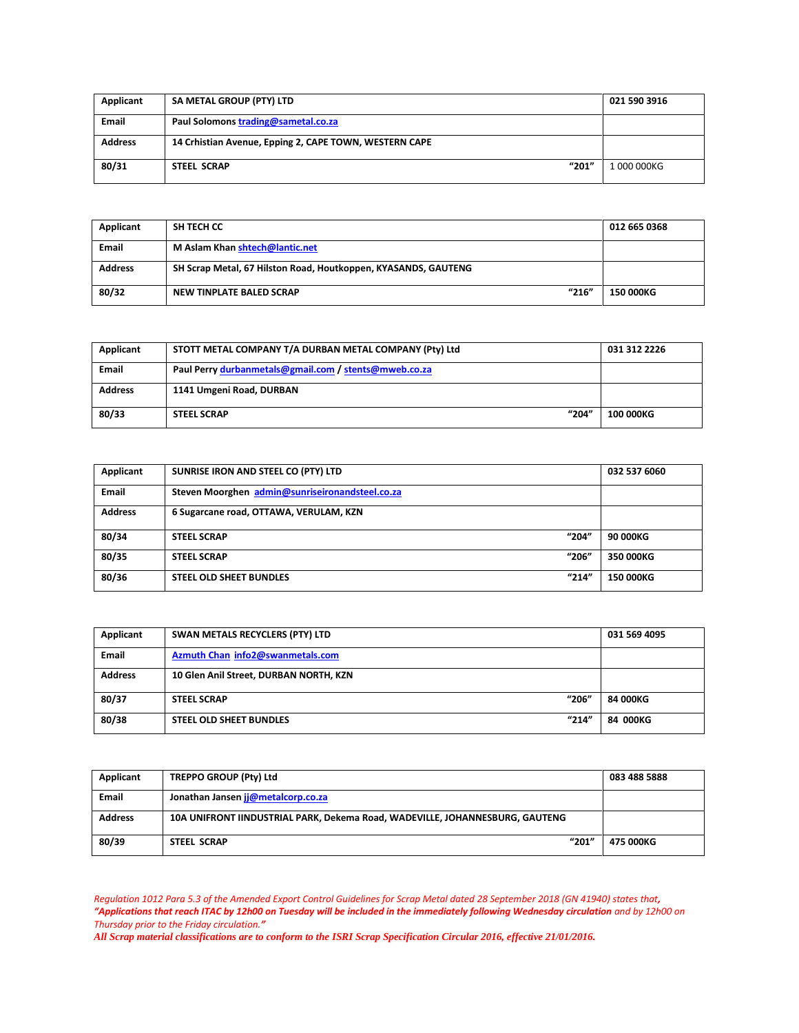| Applicant | SA METAL GROUP (PTY) LTD | | 021 590 3916 |
|---|---|---|---|
| Email | Paul Solomons trading@sametal.co.za | | |
| Address | 14 Crichian Avenue, Epping 2, CAPE TOWN, WESTERN CAPE | | |
| 80/31 | STEEL SCRAP | "201" | 1 000 000KG |

| Applicant | SH TECH CC | | 012 665 0368 |
|---|---|---|---|
| Email | M Aslam Khan shtech@lantic.net | | |
| Address | SH Scrap Metal, 67 Hilston Road, Houtkoppen, KYASANDS, GAUTENG | | |
| 80/32 | NEW TINPLATE BALED SCRAP | "216" | 150 000KG |

| Applicant | STOTT METAL COMPANY T/A DURBAN METAL COMPANY (Pty) Ltd | | 031 312 2226 |
|---|---|---|---|
| Email | Paul Perry durbanmetals@gmail.com / stents@mweb.co.za | | |
| Address | 1141 Umgeni Road, DURBAN | | |
| 80/33 | STEEL SCRAP | "204" | 100 000KG |

| Applicant | SUNRISE IRON AND STEEL CO (PTY) LTD | | 032 537 6060 |
|---|---|---|---|
| Email | Steven Moorghen admin@sunriseironandsteel.co.za | | |
| Address | 6 Sugarcane road, OTTAWA, VERULAM, KZN | | |
| 80/34 | STEEL SCRAP | "204" | 90 000KG |
| 80/35 | STEEL SCRAP | "206" | 350 000KG |
| 80/36 | STEEL OLD SHEET BUNDLES | "214" | 150 000KG |

| Applicant | SWAN METALS RECYCLERS (PTY) LTD | | 031 569 4095 |
|---|---|---|---|
| Email | Azmuth Chan info2@swanmetals.com | | |
| Address | 10 Glen Anil Street, DURBAN NORTH, KZN | | |
| 80/37 | STEEL SCRAP | "206" | 84 000KG |
| 80/38 | STEEL OLD SHEET BUNDLES | "214" | 84 000KG |

| Applicant | TREPPO GROUP (Pty) Ltd | | 083 488 5888 |
|---|---|---|---|
| Email | Jonathan Jansen jj@metalcorp.co.za | | |
| Address | 10A UNIFRONT IINDUSTRIAL PARK, Dekema Road, WADEVILLE, JOHANNESBURG, GAUTENG | | |
| 80/39 | STEEL SCRAP | "201" | 475 000KG |

*Regulation 1012 Para 5.3 of the Amended Export Control Guidelines for Scrap Metal dated 28 September 2018 (GN 41940) states that, **"Applications that reach ITAC by 12h00 on Tuesday will be included in the immediately following Wednesday circulation** and by 12h00 on Thursday prior to the Friday circulation."*

***All Scrap material classifications are to conform to the ISRI Scrap Specification Circular 2016, effective 21/01/2016.***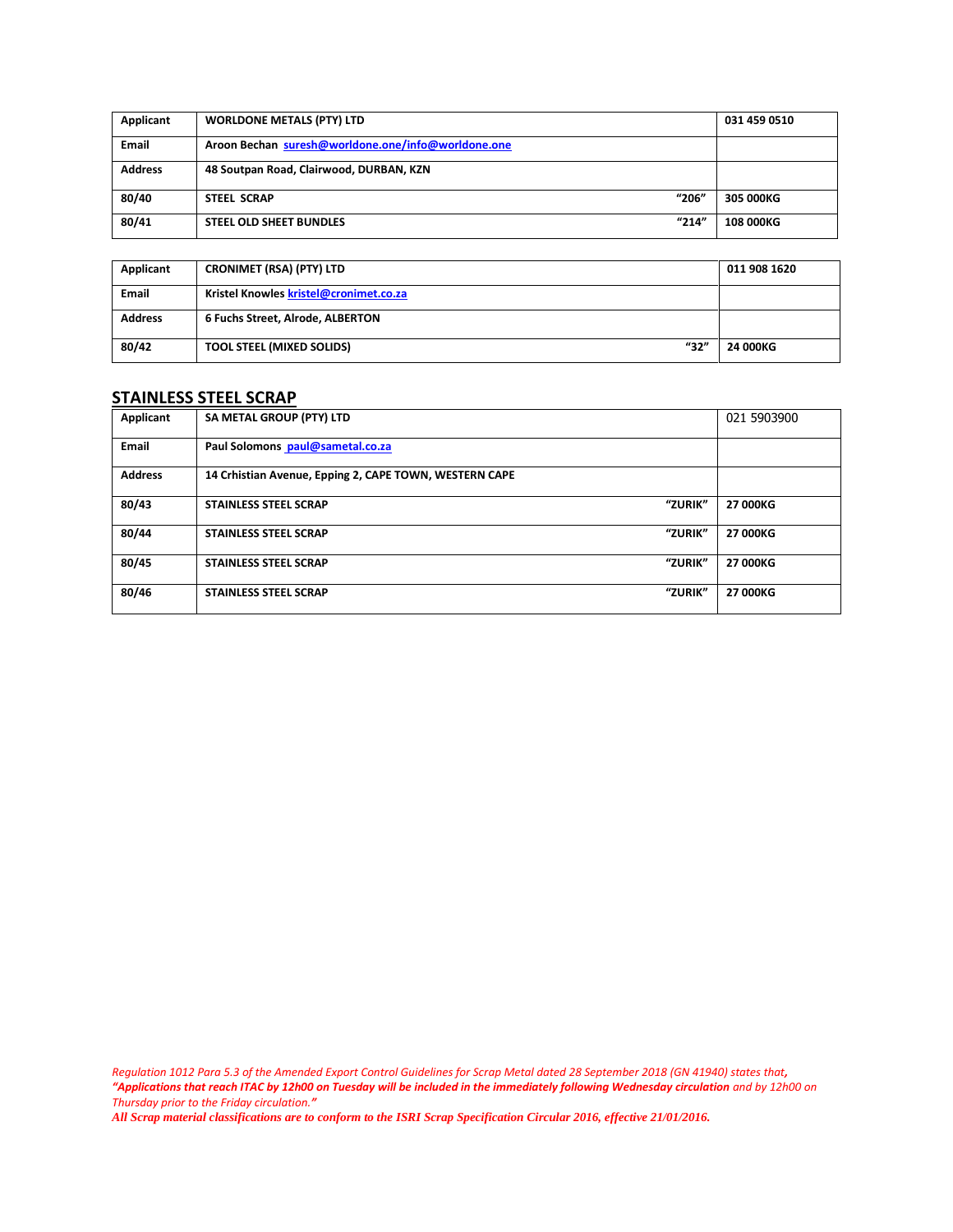| | | | |
|---|---|---|---|
| **Applicant** | **WORLDONE METALS (PTY) LTD** | | **031 459 0510** |
| **Email** | **Aroon Bechan suresh@worldone.one/info@worldone.one** | | |
| **Address** | **48 Soutpan Road, Clairwood, DURBAN, KZN** | | |
| **80/40** | **STEEL SCRAP** | **"206"** | **305 000KG** |
| **80/41** | **STEEL OLD SHEET BUNDLES** | **"214"** | **108 000KG** |

| | | | |
|---|---|---|---|
| **Applicant** | **CRONIMET (RSA) (PTY) LTD** | | **011 908 1620** |
| **Email** | **Kristel Knowles kristel@cronimet.co.za** | | |
| **Address** | **6 Fuchs Street, Alrode, ALBERTON** | | |
| **80/42** | **TOOL STEEL (MIXED SOLIDS)** | **"32"** | **24 000KG** |

## STAINLESS STEEL SCRAP

| | | | |
|---|---|---|---|
| **Applicant** | **SA METAL GROUP (PTY) LTD** | | 021 5903900 |
| **Email** | **Paul Solomons paul@sametal.co.za** | | |
| **Address** | **14 Crhistian Avenue, Epping 2, CAPE TOWN, WESTERN CAPE** | | |
| **80/43** | **STAINLESS STEEL SCRAP** | **"ZURIK"** | **27 000KG** |
| **80/44** | **STAINLESS STEEL SCRAP** | **"ZURIK"** | **27 000KG** |
| **80/45** | **STAINLESS STEEL SCRAP** | **"ZURIK"** | **27 000KG** |
| **80/46** | **STAINLESS STEEL SCRAP** | **"ZURIK"** | **27 000KG** |

*Regulation 1012 Para 5.3 of the Amended Export Control Guidelines for Scrap Metal dated 28 September 2018 (GN 41940) states that, **"Applications that reach ITAC by 12h00 on Tuesday will be included in the immediately following Wednesday circulation** and by 12h00 on Thursday prior to the Friday circulation."*

***All Scrap material classifications are to conform to the ISRI Scrap Specification Circular 2016, effective 21/01/2016.***